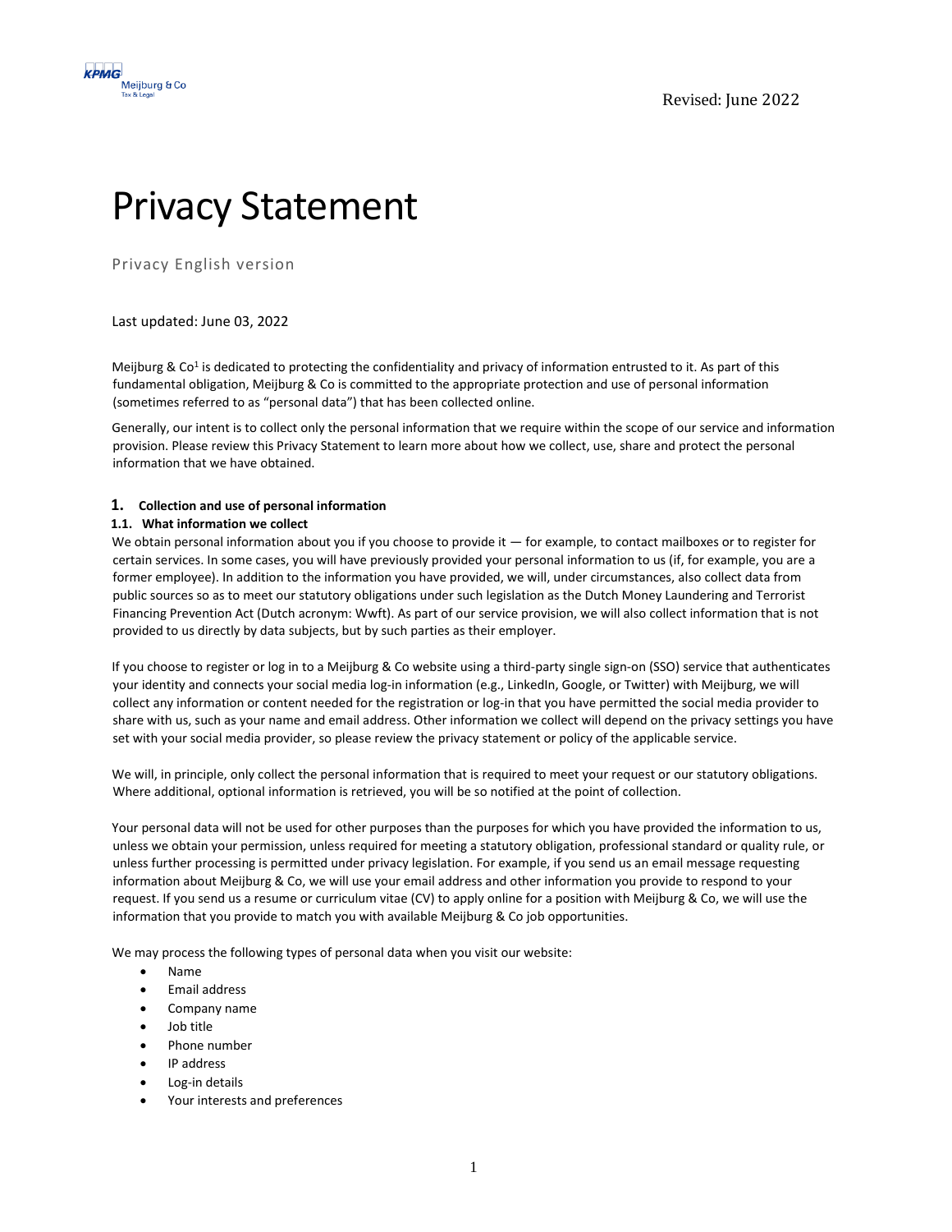Revised: June 2022

# Privacy Statement

Privacy English version

Last updated: June 03, 2022

Meijburg & Co[1] is dedicated to protecting the confidentiality and privacy of information entrusted to it. As part of this fundamental obligation, Meijburg & Co is committed to the appropriate protection and use of personal information (sometimes referred to as "personal data") that has been collected online.

Generally, our intent is to collect only the personal information that we require within the scope of our service and information provision. Please review this Privacy Statement to learn more about how we collect, use, share and protect the personal information that we have obtained.

## 1. Collection and use of personal information

### 1.1. What information we collect

We obtain personal information about you if you choose to provide it — for example, to contact mailboxes or to register for certain services. In some cases, you will have previously provided your personal information to us (if, for example, you are a former employee). In addition to the information you have provided, we will, under circumstances, also collect data from public sources so as to meet our statutory obligations under such legislation as the Dutch Money Laundering and Terrorist Financing Prevention Act (Dutch acronym: Wwft). As part of our service provision, we will also collect information that is not provided to us directly by data subjects, but by such parties as their employer.

If you choose to register or log in to a Meijburg & Co website using a third-party single sign-on (SSO) service that authenticates your identity and connects your social media log-in information (e.g., LinkedIn, Google, or Twitter) with Meijburg, we will collect any information or content needed for the registration or log-in that you have permitted the social media provider to share with us, such as your name and email address. Other information we collect will depend on the privacy settings you have set with your social media provider, so please review the privacy statement or policy of the applicable service.

We will, in principle, only collect the personal information that is required to meet your request or our statutory obligations. Where additional, optional information is retrieved, you will be so notified at the point of collection.

Your personal data will not be used for other purposes than the purposes for which you have provided the information to us, unless we obtain your permission, unless required for meeting a statutory obligation, professional standard or quality rule, or unless further processing is permitted under privacy legislation. For example, if you send us an email message requesting information about Meijburg & Co, we will use your email address and other information you provide to respond to your request. If you send us a resume or curriculum vitae (CV) to apply online for a position with Meijburg & Co, we will use the information that you provide to match you with available Meijburg & Co job opportunities.

We may process the following types of personal data when you visit our website:

- Name
- Email address
- Company name
- Job title
- Phone number
- IP address
- Log-in details
- Your interests and preferences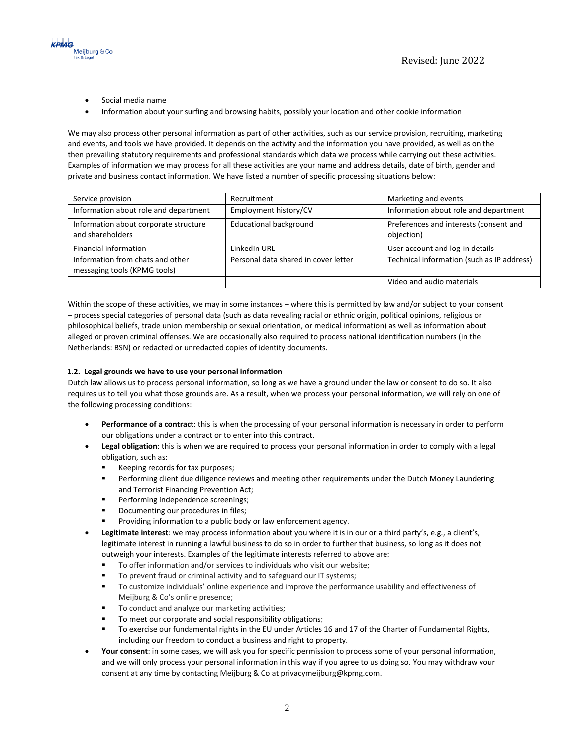- Social media name
- Information about your surfing and browsing habits, possibly your location and other cookie information

We may also process other personal information as part of other activities, such as our service provision, recruiting, marketing and events, and tools we have provided. It depends on the activity and the information you have provided, as well as on the then prevailing statutory requirements and professional standards which data we process while carrying out these activities. Examples of information we may process for all these activities are your name and address details, date of birth, gender and private and business contact information. We have listed a number of specific processing situations below:

| Service provision | Recruitment | Marketing and events |
|---|---|---|
| Information about role and department | Employment history/CV | Information about role and department |
| Information about corporate structure and shareholders | Educational background | Preferences and interests (consent and objection) |
| Financial information | LinkedIn URL | User account and log-in details |
| Information from chats and other messaging tools (KPMG tools) | Personal data shared in cover letter | Technical information (such as IP address) |
| | | Video and audio materials |

Within the scope of these activities, we may in some instances – where this is permitted by law and/or subject to your consent – process special categories of personal data (such as data revealing racial or ethnic origin, political opinions, religious or philosophical beliefs, trade union membership or sexual orientation, or medical information) as well as information about alleged or proven criminal offenses. We are occasionally also required to process national identification numbers (in the Netherlands: BSN) or redacted or unredacted copies of identity documents.

### 1.2. Legal grounds we have to use your personal information

Dutch law allows us to process personal information, so long as we have a ground under the law or consent to do so. It also requires us to tell you what those grounds are. As a result, when we process your personal information, we will rely on one of the following processing conditions:

- **Performance of a contract**: this is when the processing of your personal information is necessary in order to perform our obligations under a contract or to enter into this contract.
- **Legal obligation**: this is when we are required to process your personal information in order to comply with a legal obligation, such as:
  - Keeping records for tax purposes;
  - Performing client due diligence reviews and meeting other requirements under the Dutch Money Laundering and Terrorist Financing Prevention Act;
  - Performing independence screenings;
  - Documenting our procedures in files;
  - Providing information to a public body or law enforcement agency.
- **Legitimate interest**: we may process information about you where it is in our or a third party's, e.g., a client's, legitimate interest in running a lawful business to do so in order to further that business, so long as it does not outweigh your interests. Examples of the legitimate interests referred to above are:
  - To offer information and/or services to individuals who visit our website;
  - To prevent fraud or criminal activity and to safeguard our IT systems;
  - To customize individuals' online experience and improve the performance usability and effectiveness of Meijburg & Co's online presence;
  - To conduct and analyze our marketing activities;
  - To meet our corporate and social responsibility obligations;
  - To exercise our fundamental rights in the EU under Articles 16 and 17 of the Charter of Fundamental Rights, including our freedom to conduct a business and right to property.
- **Your consent**: in some cases, we will ask you for specific permission to process some of your personal information, and we will only process your personal information in this way if you agree to us doing so. You may withdraw your consent at any time by contacting Meijburg & Co at privacymeijburg@kpmg.com.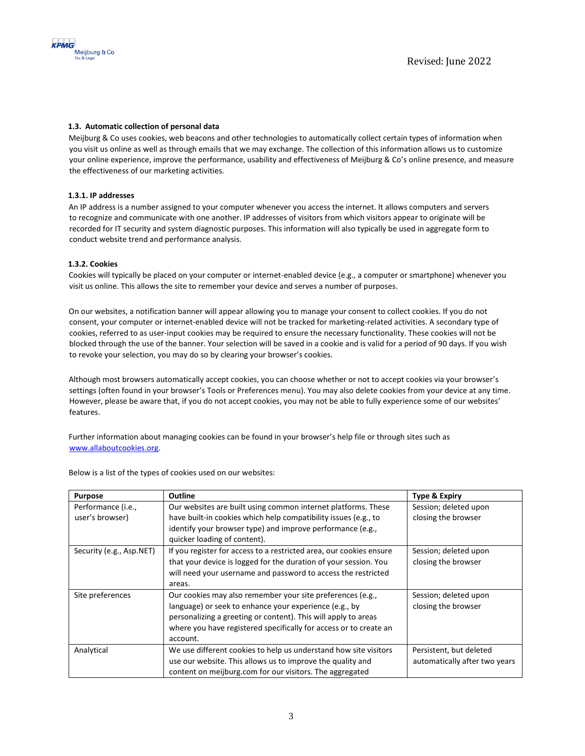### 1.3. Automatic collection of personal data

Meijburg & Co uses cookies, web beacons and other technologies to automatically collect certain types of information when you visit us online as well as through emails that we may exchange. The collection of this information allows us to customize your online experience, improve the performance, usability and effectiveness of Meijburg & Co's online presence, and measure the effectiveness of our marketing activities.

#### 1.3.1. IP addresses

An IP address is a number assigned to your computer whenever you access the internet. It allows computers and servers to recognize and communicate with one another. IP addresses of visitors from which visitors appear to originate will be recorded for IT security and system diagnostic purposes. This information will also typically be used in aggregate form to conduct website trend and performance analysis.

#### 1.3.2. Cookies

Cookies will typically be placed on your computer or internet-enabled device (e.g., a computer or smartphone) whenever you visit us online. This allows the site to remember your device and serves a number of purposes.

On our websites, a notification banner will appear allowing you to manage your consent to collect cookies. If you do not consent, your computer or internet-enabled device will not be tracked for marketing-related activities. A secondary type of cookies, referred to as user-input cookies may be required to ensure the necessary functionality. These cookies will not be blocked through the use of the banner. Your selection will be saved in a cookie and is valid for a period of 90 days. If you wish to revoke your selection, you may do so by clearing your browser's cookies.

Although most browsers automatically accept cookies, you can choose whether or not to accept cookies via your browser's settings (often found in your browser's Tools or Preferences menu). You may also delete cookies from your device at any time. However, please be aware that, if you do not accept cookies, you may not be able to fully experience some of our websites' features.

Further information about managing cookies can be found in your browser's help file or through sites such as [www.allaboutcookies.org](http://www.allaboutcookies.org).

Below is a list of the types of cookies used on our websites:

| Purpose | Outline | Type & Expiry |
|---|---|---|
| Performance (i.e., user's browser) | Our websites are built using common internet platforms. These have built-in cookies which help compatibility issues (e.g., to identify your browser type) and improve performance (e.g., quicker loading of content). | Session; deleted upon closing the browser |
| Security (e.g., Asp.NET) | If you register for access to a restricted area, our cookies ensure that your device is logged for the duration of your session. You will need your username and password to access the restricted areas. | Session; deleted upon closing the browser |
| Site preferences | Our cookies may also remember your site preferences (e.g., language) or seek to enhance your experience (e.g., by personalizing a greeting or content). This will apply to areas where you have registered specifically for access or to create an account. | Session; deleted upon closing the browser |
| Analytical | We use different cookies to help us understand how site visitors use our website. This allows us to improve the quality and content on meijburg.com for our visitors. The aggregated | Persistent, but deleted automatically after two years |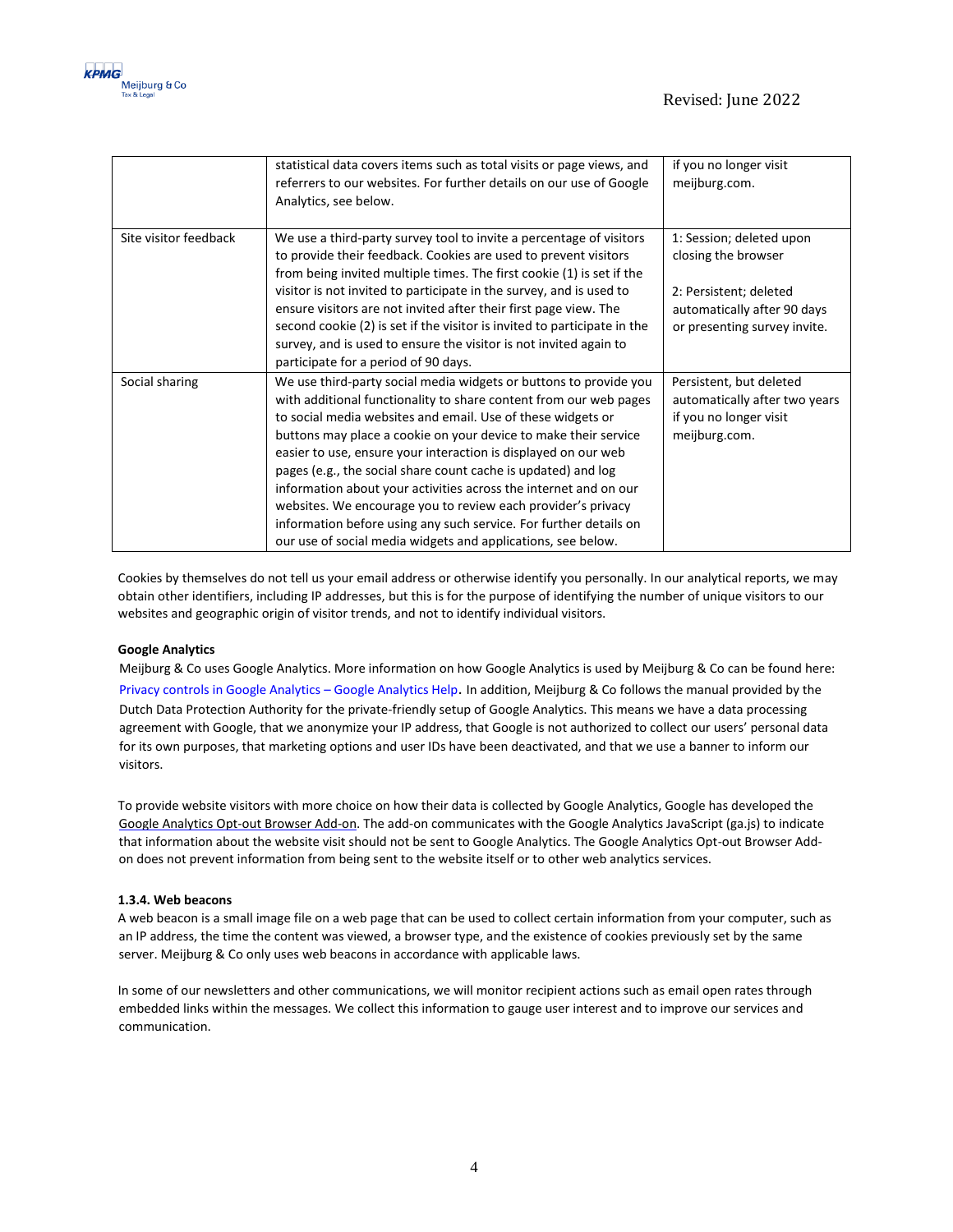|  |  |  |
|---|---|---|
|  | statistical data covers items such as total visits or page views, and referrers to our websites. For further details on our use of Google Analytics, see below. | if you no longer visit meijburg.com. |
| Site visitor feedback | We use a third-party survey tool to invite a percentage of visitors to provide their feedback. Cookies are used to prevent visitors from being invited multiple times. The first cookie (1) is set if the visitor is not invited to participate in the survey, and is used to ensure visitors are not invited after their first page view. The second cookie (2) is set if the visitor is invited to participate in the survey, and is used to ensure the visitor is not invited again to participate for a period of 90 days. | 1: Session; deleted upon closing the browser<br><br>2: Persistent; deleted automatically after 90 days or presenting survey invite. |
| Social sharing | We use third-party social media widgets or buttons to provide you with additional functionality to share content from our web pages to social media websites and email. Use of these widgets or buttons may place a cookie on your device to make their service easier to use, ensure your interaction is displayed on our web pages (e.g., the social share count cache is updated) and log information about your activities across the internet and on our websites. We encourage you to review each provider's privacy information before using any such service. For further details on our use of social media widgets and applications, see below. | Persistent, but deleted automatically after two years if you no longer visit meijburg.com. |

Cookies by themselves do not tell us your email address or otherwise identify you personally. In our analytical reports, we may obtain other identifiers, including IP addresses, but this is for the purpose of identifying the number of unique visitors to our websites and geographic origin of visitor trends, and not to identify individual visitors.

**Google Analytics**

Meijburg & Co uses Google Analytics. More information on how Google Analytics is used by Meijburg & Co can be found here: Privacy controls in Google Analytics – Google Analytics Help. In addition, Meijburg & Co follows the manual provided by the Dutch Data Protection Authority for the private-friendly setup of Google Analytics. This means we have a data processing agreement with Google, that we anonymize your IP address, that Google is not authorized to collect our users' personal data for its own purposes, that marketing options and user IDs have been deactivated, and that we use a banner to inform our visitors.

To provide website visitors with more choice on how their data is collected by Google Analytics, Google has developed the Google Analytics Opt-out Browser Add-on. The add-on communicates with the Google Analytics JavaScript (ga.js) to indicate that information about the website visit should not be sent to Google Analytics. The Google Analytics Opt-out Browser Add-on does not prevent information from being sent to the website itself or to other web analytics services.

**1.3.4. Web beacons**

A web beacon is a small image file on a web page that can be used to collect certain information from your computer, such as an IP address, the time the content was viewed, a browser type, and the existence of cookies previously set by the same server. Meijburg & Co only uses web beacons in accordance with applicable laws.

In some of our newsletters and other communications, we will monitor recipient actions such as email open rates through embedded links within the messages. We collect this information to gauge user interest and to improve our services and communication.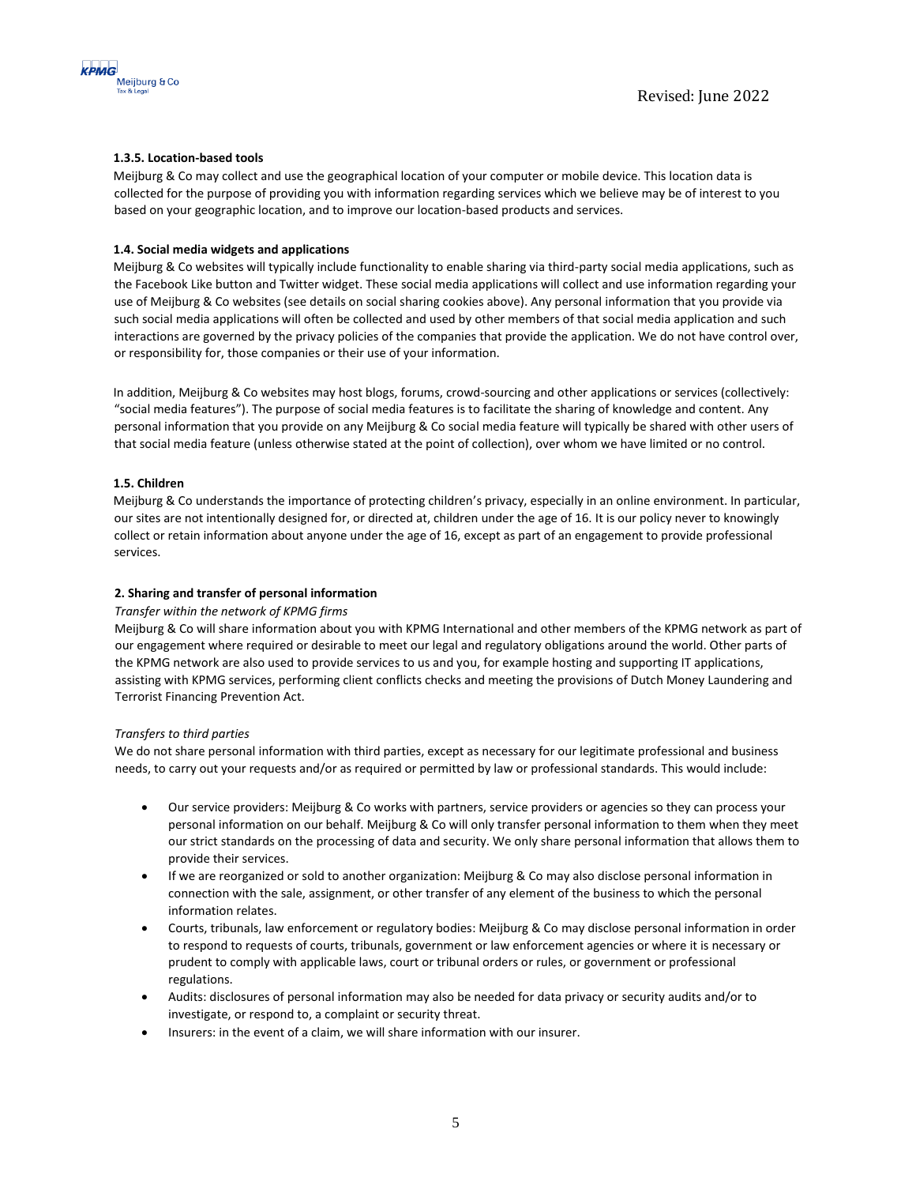#### 1.3.5. Location-based tools

Meijburg & Co may collect and use the geographical location of your computer or mobile device. This location data is collected for the purpose of providing you with information regarding services which we believe may be of interest to you based on your geographic location, and to improve our location-based products and services.

### 1.4. Social media widgets and applications

Meijburg & Co websites will typically include functionality to enable sharing via third-party social media applications, such as the Facebook Like button and Twitter widget. These social media applications will collect and use information regarding your use of Meijburg & Co websites (see details on social sharing cookies above). Any personal information that you provide via such social media applications will often be collected and used by other members of that social media application and such interactions are governed by the privacy policies of the companies that provide the application. We do not have control over, or responsibility for, those companies or their use of your information.

In addition, Meijburg & Co websites may host blogs, forums, crowd-sourcing and other applications or services (collectively: "social media features"). The purpose of social media features is to facilitate the sharing of knowledge and content. Any personal information that you provide on any Meijburg & Co social media feature will typically be shared with other users of that social media feature (unless otherwise stated at the point of collection), over whom we have limited or no control.

### 1.5. Children

Meijburg & Co understands the importance of protecting children's privacy, especially in an online environment. In particular, our sites are not intentionally designed for, or directed at, children under the age of 16. It is our policy never to knowingly collect or retain information about anyone under the age of 16, except as part of an engagement to provide professional services.

## 2. Sharing and transfer of personal information

*Transfer within the network of KPMG firms*

Meijburg & Co will share information about you with KPMG International and other members of the KPMG network as part of our engagement where required or desirable to meet our legal and regulatory obligations around the world. Other parts of the KPMG network are also used to provide services to us and you, for example hosting and supporting IT applications, assisting with KPMG services, performing client conflicts checks and meeting the provisions of Dutch Money Laundering and Terrorist Financing Prevention Act.

*Transfers to third parties*

We do not share personal information with third parties, except as necessary for our legitimate professional and business needs, to carry out your requests and/or as required or permitted by law or professional standards. This would include:

- Our service providers: Meijburg & Co works with partners, service providers or agencies so they can process your personal information on our behalf. Meijburg & Co will only transfer personal information to them when they meet our strict standards on the processing of data and security. We only share personal information that allows them to provide their services.
- If we are reorganized or sold to another organization: Meijburg & Co may also disclose personal information in connection with the sale, assignment, or other transfer of any element of the business to which the personal information relates.
- Courts, tribunals, law enforcement or regulatory bodies: Meijburg & Co may disclose personal information in order to respond to requests of courts, tribunals, government or law enforcement agencies or where it is necessary or prudent to comply with applicable laws, court or tribunal orders or rules, or government or professional regulations.
- Audits: disclosures of personal information may also be needed for data privacy or security audits and/or to investigate, or respond to, a complaint or security threat.
- Insurers: in the event of a claim, we will share information with our insurer.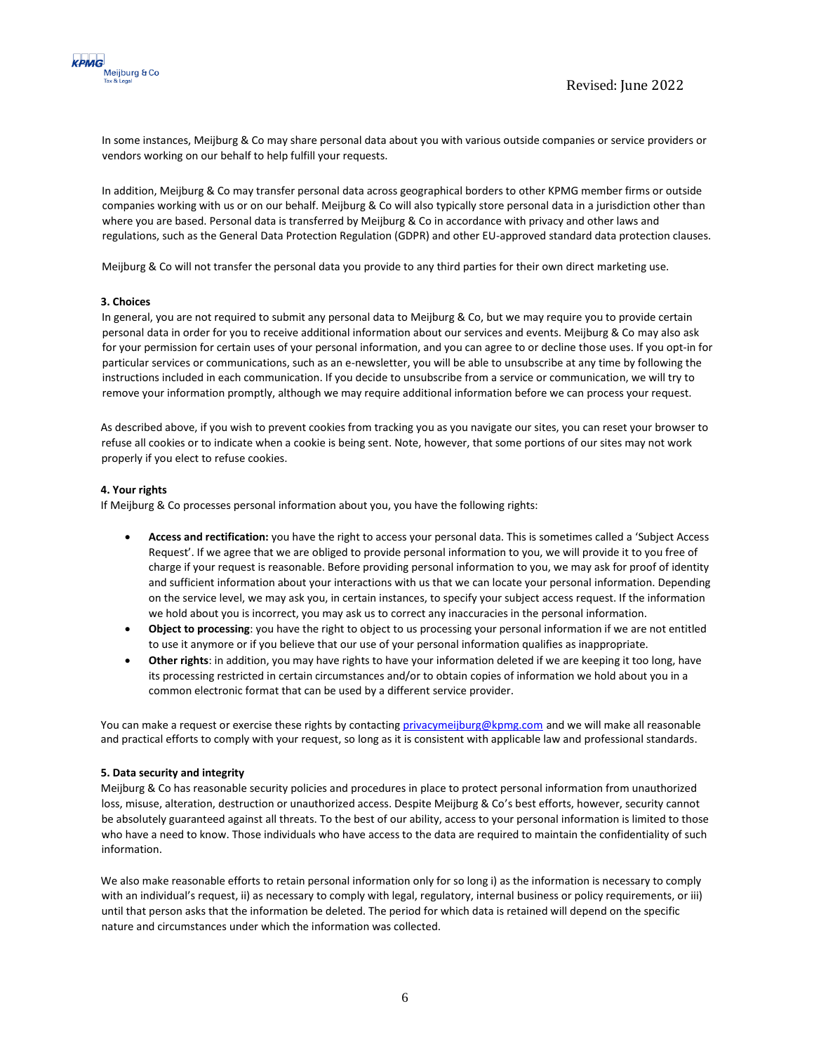In some instances, Meijburg & Co may share personal data about you with various outside companies or service providers or vendors working on our behalf to help fulfill your requests.

In addition, Meijburg & Co may transfer personal data across geographical borders to other KPMG member firms or outside companies working with us or on our behalf. Meijburg & Co will also typically store personal data in a jurisdiction other than where you are based. Personal data is transferred by Meijburg & Co in accordance with privacy and other laws and regulations, such as the General Data Protection Regulation (GDPR) and other EU-approved standard data protection clauses.

Meijburg & Co will not transfer the personal data you provide to any third parties for their own direct marketing use.

**3. Choices**

In general, you are not required to submit any personal data to Meijburg & Co, but we may require you to provide certain personal data in order for you to receive additional information about our services and events. Meijburg & Co may also ask for your permission for certain uses of your personal information, and you can agree to or decline those uses. If you opt-in for particular services or communications, such as an e-newsletter, you will be able to unsubscribe at any time by following the instructions included in each communication. If you decide to unsubscribe from a service or communication, we will try to remove your information promptly, although we may require additional information before we can process your request.

As described above, if you wish to prevent cookies from tracking you as you navigate our sites, you can reset your browser to refuse all cookies or to indicate when a cookie is being sent. Note, however, that some portions of our sites may not work properly if you elect to refuse cookies.

**4. Your rights**

If Meijburg & Co processes personal information about you, you have the following rights:

- **Access and rectification:** you have the right to access your personal data. This is sometimes called a 'Subject Access Request'. If we agree that we are obliged to provide personal information to you, we will provide it to you free of charge if your request is reasonable. Before providing personal information to you, we may ask for proof of identity and sufficient information about your interactions with us that we can locate your personal information. Depending on the service level, we may ask you, in certain instances, to specify your subject access request. If the information we hold about you is incorrect, you may ask us to correct any inaccuracies in the personal information.
- **Object to processing**: you have the right to object to us processing your personal information if we are not entitled to use it anymore or if you believe that our use of your personal information qualifies as inappropriate.
- **Other rights**: in addition, you may have rights to have your information deleted if we are keeping it too long, have its processing restricted in certain circumstances and/or to obtain copies of information we hold about you in a common electronic format that can be used by a different service provider.

You can make a request or exercise these rights by contacting privacymeijburg@kpmg.com and we will make all reasonable and practical efforts to comply with your request, so long as it is consistent with applicable law and professional standards.

**5. Data security and integrity**

Meijburg & Co has reasonable security policies and procedures in place to protect personal information from unauthorized loss, misuse, alteration, destruction or unauthorized access. Despite Meijburg & Co's best efforts, however, security cannot be absolutely guaranteed against all threats. To the best of our ability, access to your personal information is limited to those who have a need to know. Those individuals who have access to the data are required to maintain the confidentiality of such information.

We also make reasonable efforts to retain personal information only for so long i) as the information is necessary to comply with an individual's request, ii) as necessary to comply with legal, regulatory, internal business or policy requirements, or iii) until that person asks that the information be deleted. The period for which data is retained will depend on the specific nature and circumstances under which the information was collected.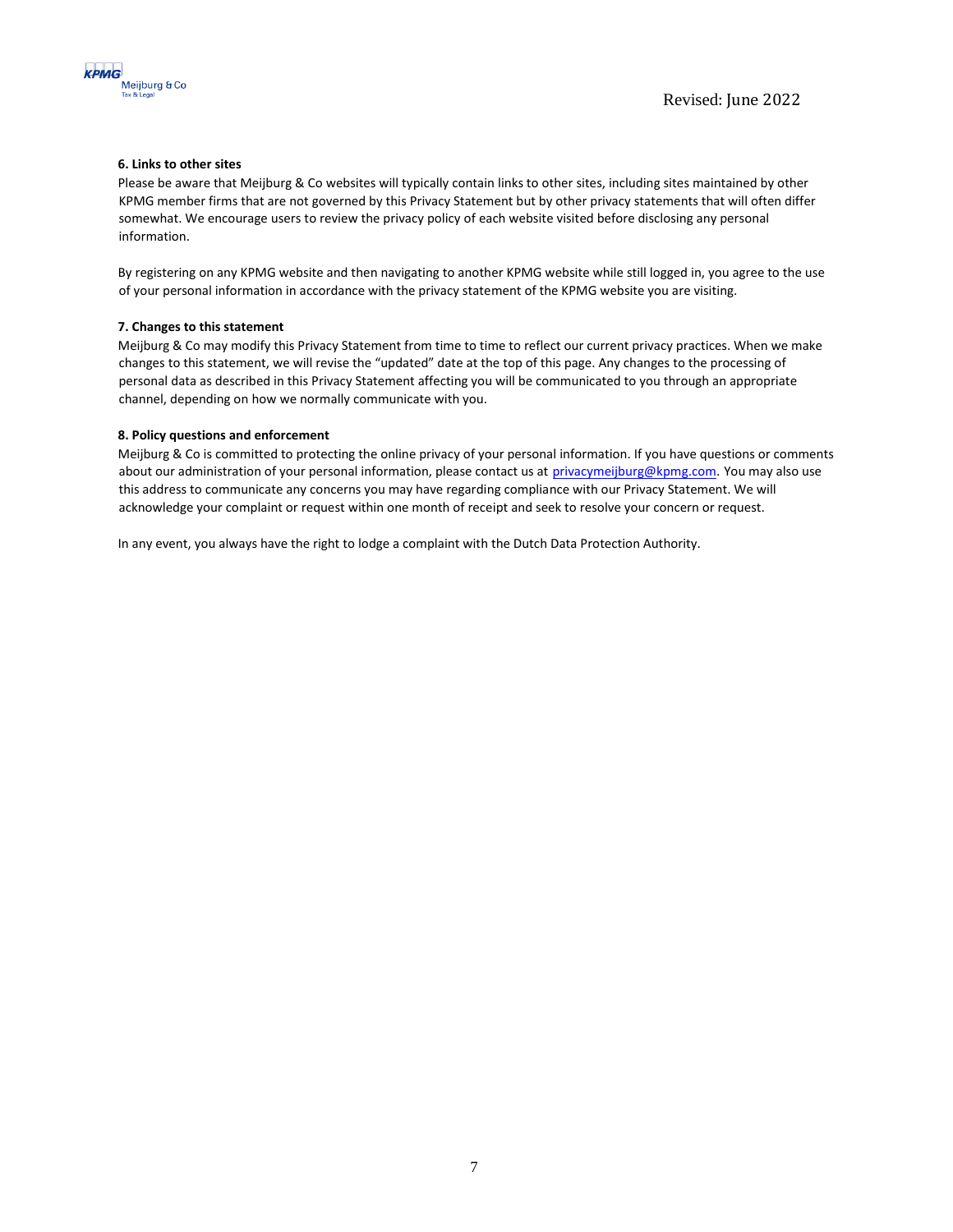#### 6. Links to other sites

Please be aware that Meijburg & Co websites will typically contain links to other sites, including sites maintained by other KPMG member firms that are not governed by this Privacy Statement but by other privacy statements that will often differ somewhat. We encourage users to review the privacy policy of each website visited before disclosing any personal information.

By registering on any KPMG website and then navigating to another KPMG website while still logged in, you agree to the use of your personal information in accordance with the privacy statement of the KPMG website you are visiting.

#### 7. Changes to this statement

Meijburg & Co may modify this Privacy Statement from time to time to reflect our current privacy practices. When we make changes to this statement, we will revise the "updated" date at the top of this page. Any changes to the processing of personal data as described in this Privacy Statement affecting you will be communicated to you through an appropriate channel, depending on how we normally communicate with you.

#### 8. Policy questions and enforcement

Meijburg & Co is committed to protecting the online privacy of your personal information. If you have questions or comments about our administration of your personal information, please contact us at privacymeijburg@kpmg.com. You may also use this address to communicate any concerns you may have regarding compliance with our Privacy Statement. We will acknowledge your complaint or request within one month of receipt and seek to resolve your concern or request.

In any event, you always have the right to lodge a complaint with the Dutch Data Protection Authority.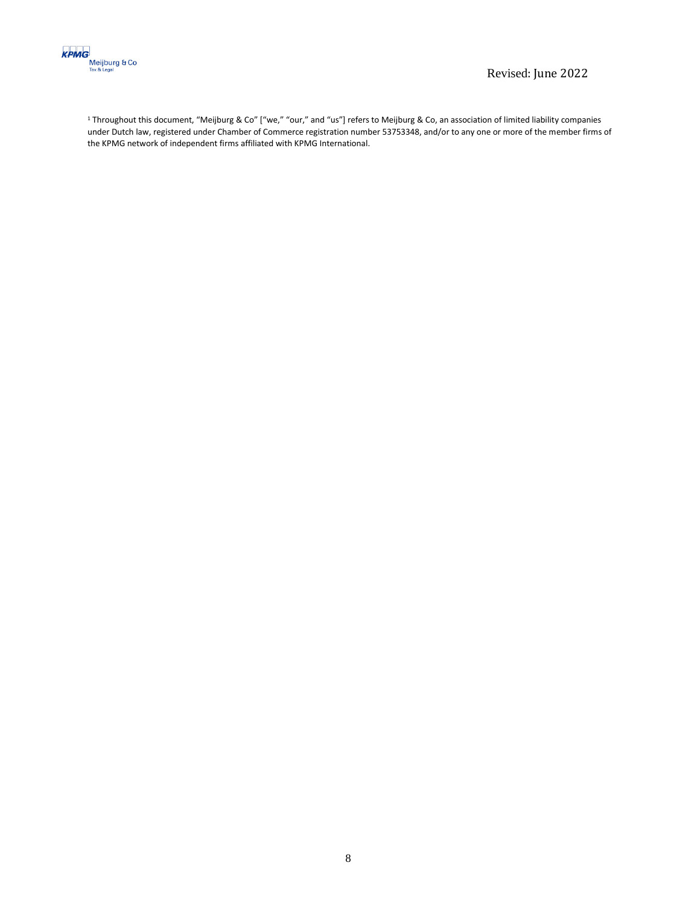[1] Throughout this document, "Meijburg & Co" ["we," "our," and "us"] refers to Meijburg & Co, an association of limited liability companies under Dutch law, registered under Chamber of Commerce registration number 53753348, and/or to any one or more of the member firms of the KPMG network of independent firms affiliated with KPMG International.